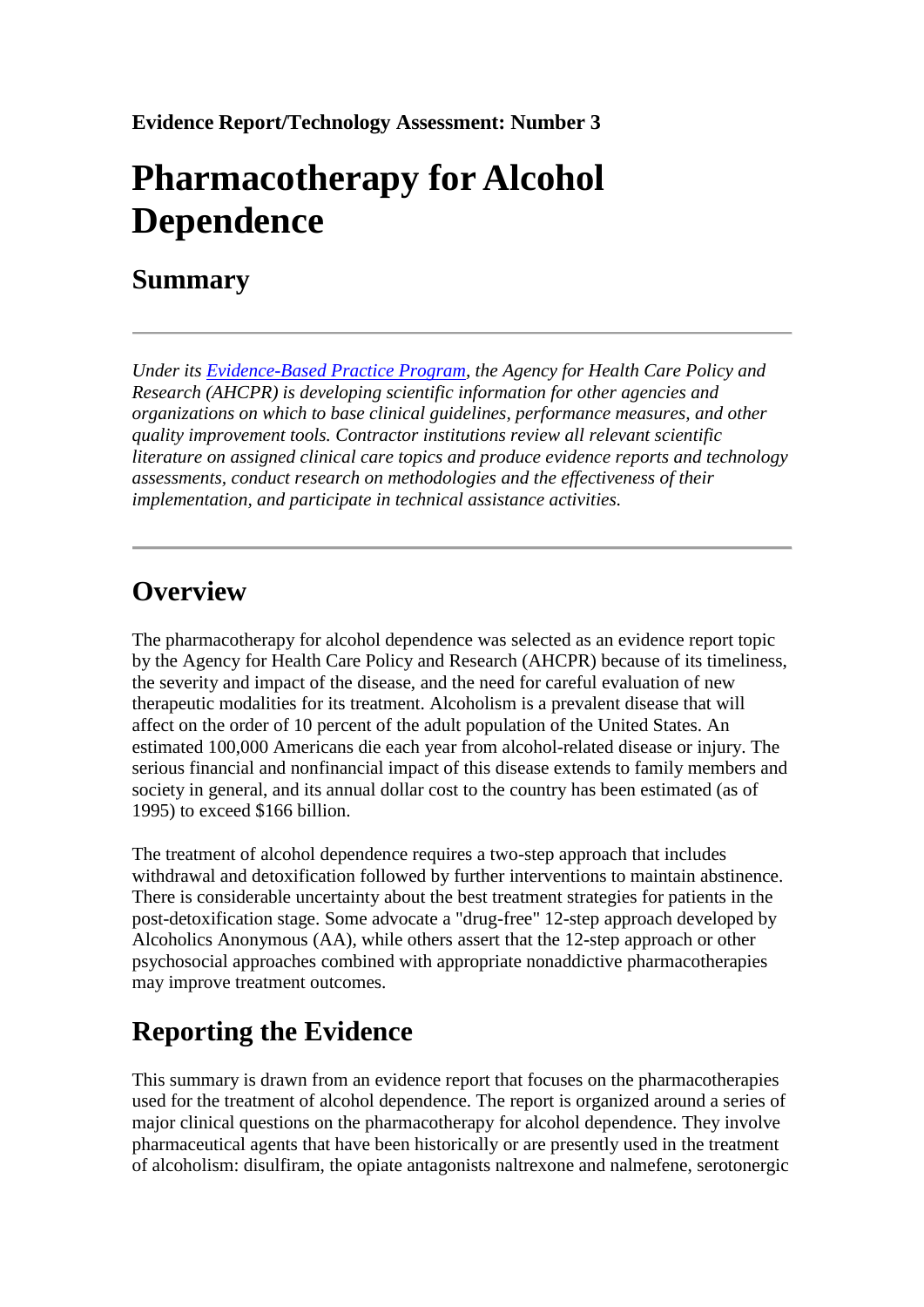**Evidence Report/Technology Assessment: Number 3**

# Pharmacotherapy for Alcohol Dependence

## Summary

---

*Under its [Evidence-Based Practice Program](), the Agency for Health Care Policy and Research (AHCPR) is developing scientific information for other agencies and organizations on which to base clinical guidelines, performance measures, and other quality improvement tools. Contractor institutions review all relevant scientific literature on assigned clinical care topics and produce evidence reports and technology assessments, conduct research on methodologies and the effectiveness of their implementation, and participate in technical assistance activities.*

---

## Overview

The pharmacotherapy for alcohol dependence was selected as an evidence report topic by the Agency for Health Care Policy and Research (AHCPR) because of its timeliness, the severity and impact of the disease, and the need for careful evaluation of new therapeutic modalities for its treatment. Alcoholism is a prevalent disease that will affect on the order of 10 percent of the adult population of the United States. An estimated 100,000 Americans die each year from alcohol-related disease or injury. The serious financial and nonfinancial impact of this disease extends to family members and society in general, and its annual dollar cost to the country has been estimated (as of 1995) to exceed $166 billion.

The treatment of alcohol dependence requires a two-step approach that includes withdrawal and detoxification followed by further interventions to maintain abstinence. There is considerable uncertainty about the best treatment strategies for patients in the post-detoxification stage. Some advocate a "drug-free" 12-step approach developed by Alcoholics Anonymous (AA), while others assert that the 12-step approach or other psychosocial approaches combined with appropriate nonaddictive pharmacotherapies may improve treatment outcomes.

## Reporting the Evidence

This summary is drawn from an evidence report that focuses on the pharmacotherapies used for the treatment of alcohol dependence. The report is organized around a series of major clinical questions on the pharmacotherapy for alcohol dependence. They involve pharmaceutical agents that have been historically or are presently used in the treatment of alcoholism: disulfiram, the opiate antagonists naltrexone and nalmefene, serotonergic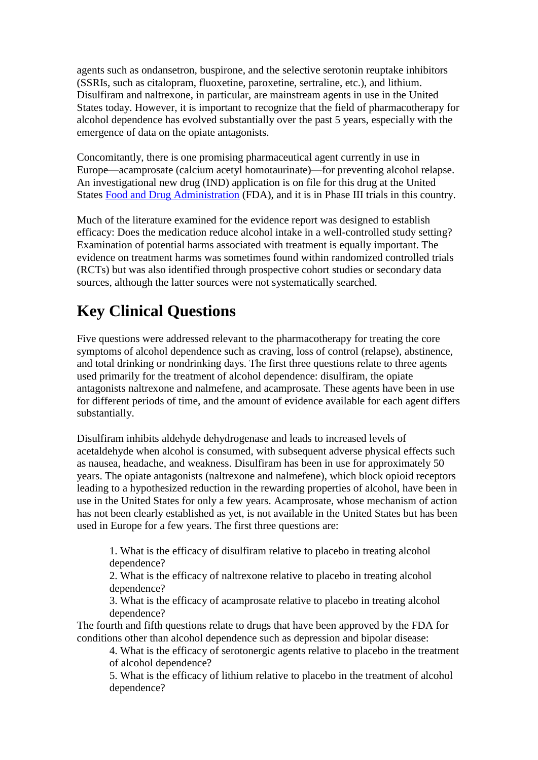agents such as ondansetron, buspirone, and the selective serotonin reuptake inhibitors (SSRIs, such as citalopram, fluoxetine, paroxetine, sertraline, etc.), and lithium. Disulfiram and naltrexone, in particular, are mainstream agents in use in the United States today. However, it is important to recognize that the field of pharmacotherapy for alcohol dependence has evolved substantially over the past 5 years, especially with the emergence of data on the opiate antagonists.

Concomitantly, there is one promising pharmaceutical agent currently in use in Europe—acamprosate (calcium acetyl homotaurinate)—for preventing alcohol relapse. An investigational new drug (IND) application is on file for this drug at the United States [Food and Drug Administration](#) (FDA), and it is in Phase III trials in this country.

Much of the literature examined for the evidence report was designed to establish efficacy: Does the medication reduce alcohol intake in a well-controlled study setting? Examination of potential harms associated with treatment is equally important. The evidence on treatment harms was sometimes found within randomized controlled trials (RCTs) but was also identified through prospective cohort studies or secondary data sources, although the latter sources were not systematically searched.

# Key Clinical Questions

Five questions were addressed relevant to the pharmacotherapy for treating the core symptoms of alcohol dependence such as craving, loss of control (relapse), abstinence, and total drinking or nondrinking days. The first three questions relate to three agents used primarily for the treatment of alcohol dependence: disulfiram, the opiate antagonists naltrexone and nalmefene, and acamprosate. These agents have been in use for different periods of time, and the amount of evidence available for each agent differs substantially.

Disulfiram inhibits aldehyde dehydrogenase and leads to increased levels of acetaldehyde when alcohol is consumed, with subsequent adverse physical effects such as nausea, headache, and weakness. Disulfiram has been in use for approximately 50 years. The opiate antagonists (naltrexone and nalmefene), which block opioid receptors leading to a hypothesized reduction in the rewarding properties of alcohol, have been in use in the United States for only a few years. Acamprosate, whose mechanism of action has not been clearly established as yet, is not available in the United States but has been used in Europe for a few years. The first three questions are:

1. What is the efficacy of disulfiram relative to placebo in treating alcohol dependence?
2. What is the efficacy of naltrexone relative to placebo in treating alcohol dependence?
3. What is the efficacy of acamprosate relative to placebo in treating alcohol dependence?

The fourth and fifth questions relate to drugs that have been approved by the FDA for conditions other than alcohol dependence such as depression and bipolar disease:

4. What is the efficacy of serotonergic agents relative to placebo in the treatment of alcohol dependence?
5. What is the efficacy of lithium relative to placebo in the treatment of alcohol dependence?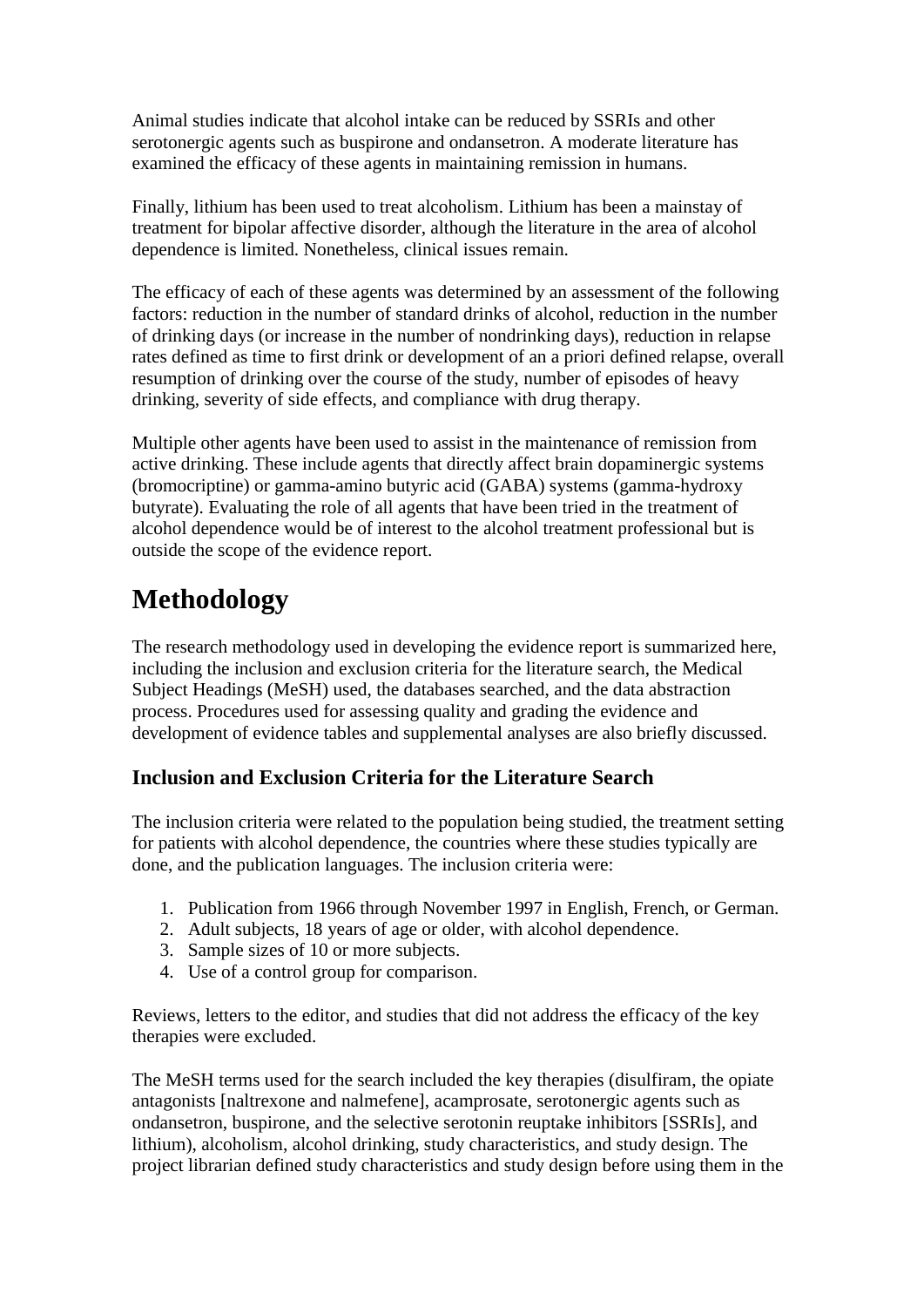Animal studies indicate that alcohol intake can be reduced by SSRIs and other serotonergic agents such as buspirone and ondansetron. A moderate literature has examined the efficacy of these agents in maintaining remission in humans.

Finally, lithium has been used to treat alcoholism. Lithium has been a mainstay of treatment for bipolar affective disorder, although the literature in the area of alcohol dependence is limited. Nonetheless, clinical issues remain.

The efficacy of each of these agents was determined by an assessment of the following factors: reduction in the number of standard drinks of alcohol, reduction in the number of drinking days (or increase in the number of nondrinking days), reduction in relapse rates defined as time to first drink or development of an a priori defined relapse, overall resumption of drinking over the course of the study, number of episodes of heavy drinking, severity of side effects, and compliance with drug therapy.

Multiple other agents have been used to assist in the maintenance of remission from active drinking. These include agents that directly affect brain dopaminergic systems (bromocriptine) or gamma-amino butyric acid (GABA) systems (gamma-hydroxy butyrate). Evaluating the role of all agents that have been tried in the treatment of alcohol dependence would be of interest to the alcohol treatment professional but is outside the scope of the evidence report.

# Methodology

The research methodology used in developing the evidence report is summarized here, including the inclusion and exclusion criteria for the literature search, the Medical Subject Headings (MeSH) used, the databases searched, and the data abstraction process. Procedures used for assessing quality and grading the evidence and development of evidence tables and supplemental analyses are also briefly discussed.

### Inclusion and Exclusion Criteria for the Literature Search

The inclusion criteria were related to the population being studied, the treatment setting for patients with alcohol dependence, the countries where these studies typically are done, and the publication languages. The inclusion criteria were:

1. Publication from 1966 through November 1997 in English, French, or German.
2. Adult subjects, 18 years of age or older, with alcohol dependence.
3. Sample sizes of 10 or more subjects.
4. Use of a control group for comparison.

Reviews, letters to the editor, and studies that did not address the efficacy of the key therapies were excluded.

The MeSH terms used for the search included the key therapies (disulfiram, the opiate antagonists [naltrexone and nalmefene], acamprosate, serotonergic agents such as ondansetron, buspirone, and the selective serotonin reuptake inhibitors [SSRIs], and lithium), alcoholism, alcohol drinking, study characteristics, and study design. The project librarian defined study characteristics and study design before using them in the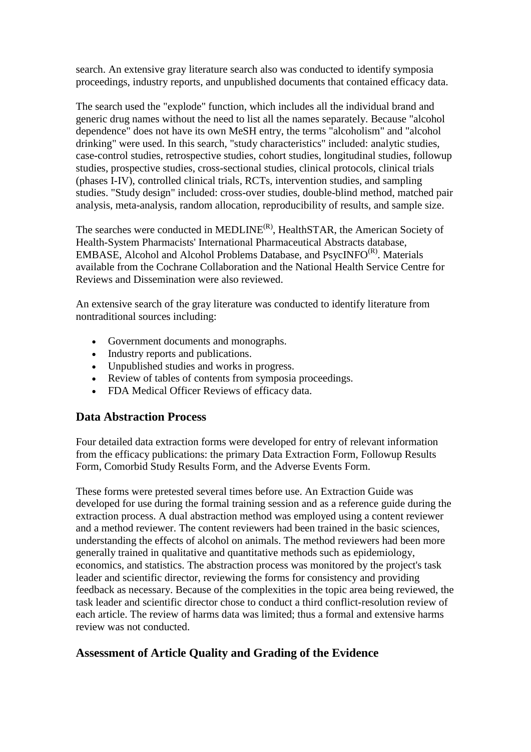search. An extensive gray literature search also was conducted to identify symposia proceedings, industry reports, and unpublished documents that contained efficacy data.

The search used the "explode" function, which includes all the individual brand and generic drug names without the need to list all the names separately. Because "alcohol dependence" does not have its own MeSH entry, the terms "alcoholism" and "alcohol drinking" were used. In this search, "study characteristics" included: analytic studies, case-control studies, retrospective studies, cohort studies, longitudinal studies, followup studies, prospective studies, cross-sectional studies, clinical protocols, clinical trials (phases I-IV), controlled clinical trials, RCTs, intervention studies, and sampling studies. "Study design" included: cross-over studies, double-blind method, matched pair analysis, meta-analysis, random allocation, reproducibility of results, and sample size.

The searches were conducted in MEDLINE(R), HealthSTAR, the American Society of Health-System Pharmacists' International Pharmaceutical Abstracts database, EMBASE, Alcohol and Alcohol Problems Database, and PsycINFO(R). Materials available from the Cochrane Collaboration and the National Health Service Centre for Reviews and Dissemination were also reviewed.

An extensive search of the gray literature was conducted to identify literature from nontraditional sources including:

- Government documents and monographs.
- Industry reports and publications.
- Unpublished studies and works in progress.
- Review of tables of contents from symposia proceedings.
- FDA Medical Officer Reviews of efficacy data.

## Data Abstraction Process

Four detailed data extraction forms were developed for entry of relevant information from the efficacy publications: the primary Data Extraction Form, Followup Results Form, Comorbid Study Results Form, and the Adverse Events Form.

These forms were pretested several times before use. An Extraction Guide was developed for use during the formal training session and as a reference guide during the extraction process. A dual abstraction method was employed using a content reviewer and a method reviewer. The content reviewers had been trained in the basic sciences, understanding the effects of alcohol on animals. The method reviewers had been more generally trained in qualitative and quantitative methods such as epidemiology, economics, and statistics. The abstraction process was monitored by the project's task leader and scientific director, reviewing the forms for consistency and providing feedback as necessary. Because of the complexities in the topic area being reviewed, the task leader and scientific director chose to conduct a third conflict-resolution review of each article. The review of harms data was limited; thus a formal and extensive harms review was not conducted.

## Assessment of Article Quality and Grading of the Evidence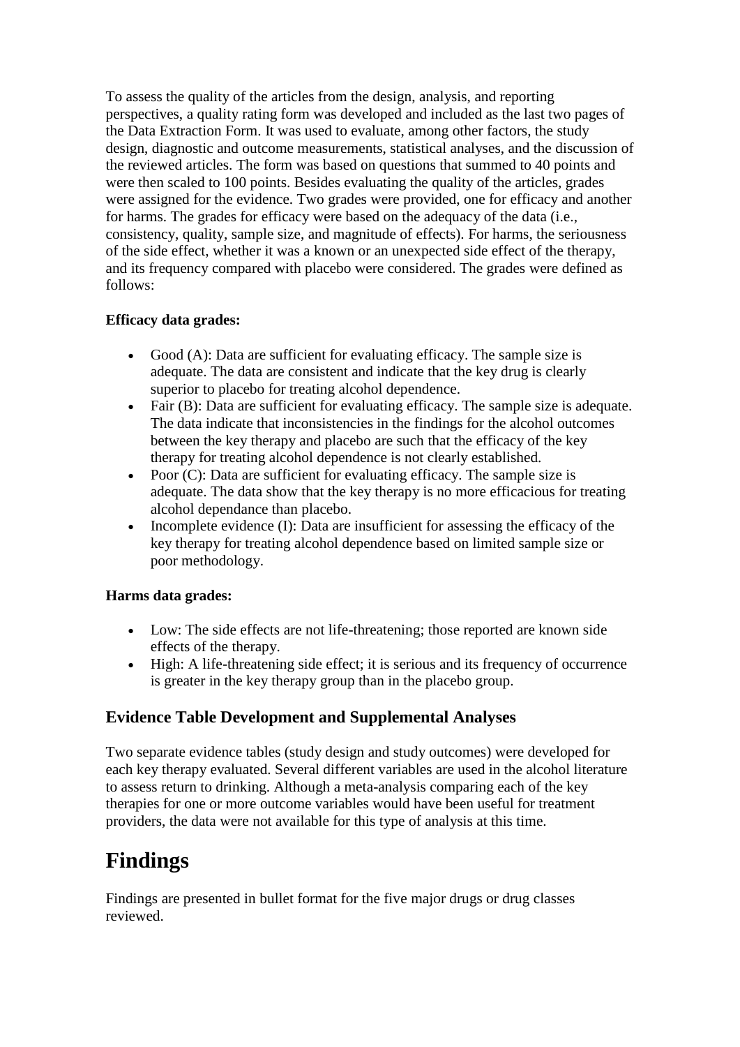To assess the quality of the articles from the design, analysis, and reporting perspectives, a quality rating form was developed and included as the last two pages of the Data Extraction Form. It was used to evaluate, among other factors, the study design, diagnostic and outcome measurements, statistical analyses, and the discussion of the reviewed articles. The form was based on questions that summed to 40 points and were then scaled to 100 points. Besides evaluating the quality of the articles, grades were assigned for the evidence. Two grades were provided, one for efficacy and another for harms. The grades for efficacy were based on the adequacy of the data (i.e., consistency, quality, sample size, and magnitude of effects). For harms, the seriousness of the side effect, whether it was a known or an unexpected side effect of the therapy, and its frequency compared with placebo were considered. The grades were defined as follows:

**Efficacy data grades:**

- Good (A): Data are sufficient for evaluating efficacy. The sample size is adequate. The data are consistent and indicate that the key drug is clearly superior to placebo for treating alcohol dependence.
- Fair (B): Data are sufficient for evaluating efficacy. The sample size is adequate. The data indicate that inconsistencies in the findings for the alcohol outcomes between the key therapy and placebo are such that the efficacy of the key therapy for treating alcohol dependence is not clearly established.
- Poor (C): Data are sufficient for evaluating efficacy. The sample size is adequate. The data show that the key therapy is no more efficacious for treating alcohol dependance than placebo.
- Incomplete evidence (I): Data are insufficient for assessing the efficacy of the key therapy for treating alcohol dependence based on limited sample size or poor methodology.

**Harms data grades:**

- Low: The side effects are not life-threatening; those reported are known side effects of the therapy.
- High: A life-threatening side effect; it is serious and its frequency of occurrence is greater in the key therapy group than in the placebo group.

## Evidence Table Development and Supplemental Analyses

Two separate evidence tables (study design and study outcomes) were developed for each key therapy evaluated. Several different variables are used in the alcohol literature to assess return to drinking. Although a meta-analysis comparing each of the key therapies for one or more outcome variables would have been useful for treatment providers, the data were not available for this type of analysis at this time.

# Findings

Findings are presented in bullet format for the five major drugs or drug classes reviewed.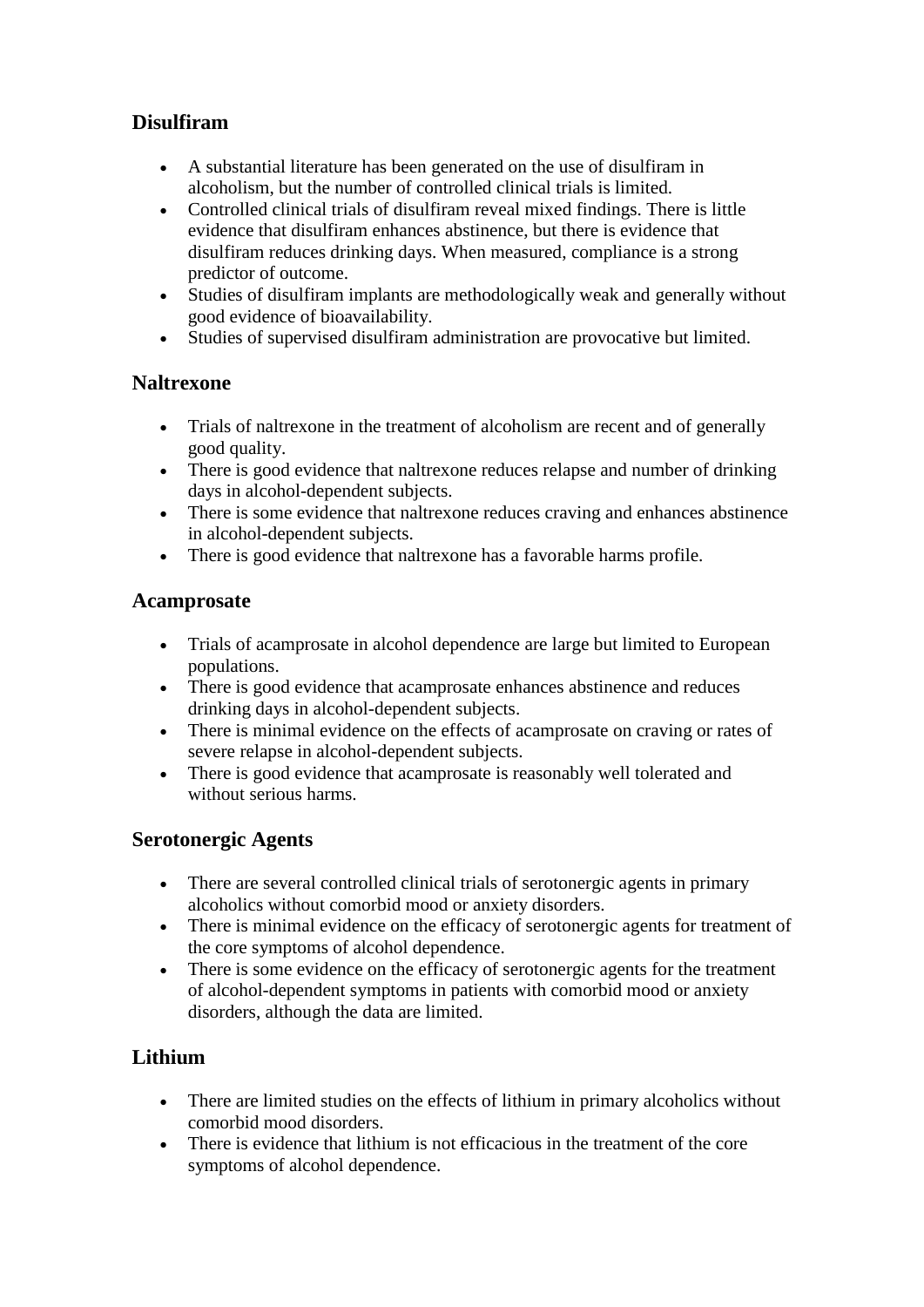## Disulfiram

- A substantial literature has been generated on the use of disulfiram in alcoholism, but the number of controlled clinical trials is limited.
- Controlled clinical trials of disulfiram reveal mixed findings. There is little evidence that disulfiram enhances abstinence, but there is evidence that disulfiram reduces drinking days. When measured, compliance is a strong predictor of outcome.
- Studies of disulfiram implants are methodologically weak and generally without good evidence of bioavailability.
- Studies of supervised disulfiram administration are provocative but limited.

## Naltrexone

- Trials of naltrexone in the treatment of alcoholism are recent and of generally good quality.
- There is good evidence that naltrexone reduces relapse and number of drinking days in alcohol-dependent subjects.
- There is some evidence that naltrexone reduces craving and enhances abstinence in alcohol-dependent subjects.
- There is good evidence that naltrexone has a favorable harms profile.

## Acamprosate

- Trials of acamprosate in alcohol dependence are large but limited to European populations.
- There is good evidence that acamprosate enhances abstinence and reduces drinking days in alcohol-dependent subjects.
- There is minimal evidence on the effects of acamprosate on craving or rates of severe relapse in alcohol-dependent subjects.
- There is good evidence that acamprosate is reasonably well tolerated and without serious harms.

## Serotonergic Agents

- There are several controlled clinical trials of serotonergic agents in primary alcoholics without comorbid mood or anxiety disorders.
- There is minimal evidence on the efficacy of serotonergic agents for treatment of the core symptoms of alcohol dependence.
- There is some evidence on the efficacy of serotonergic agents for the treatment of alcohol-dependent symptoms in patients with comorbid mood or anxiety disorders, although the data are limited.

## Lithium

- There are limited studies on the effects of lithium in primary alcoholics without comorbid mood disorders.
- There is evidence that lithium is not efficacious in the treatment of the core symptoms of alcohol dependence.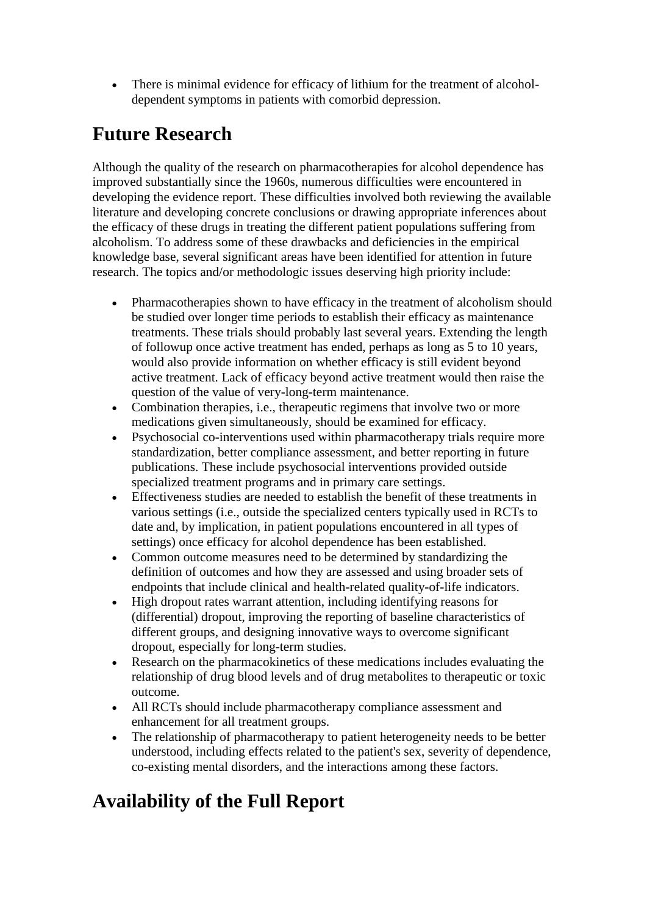- There is minimal evidence for efficacy of lithium for the treatment of alcohol-dependent symptoms in patients with comorbid depression.

## Future Research

Although the quality of the research on pharmacotherapies for alcohol dependence has improved substantially since the 1960s, numerous difficulties were encountered in developing the evidence report. These difficulties involved both reviewing the available literature and developing concrete conclusions or drawing appropriate inferences about the efficacy of these drugs in treating the different patient populations suffering from alcoholism. To address some of these drawbacks and deficiencies in the empirical knowledge base, several significant areas have been identified for attention in future research. The topics and/or methodologic issues deserving high priority include:

- Pharmacotherapies shown to have efficacy in the treatment of alcoholism should be studied over longer time periods to establish their efficacy as maintenance treatments. These trials should probably last several years. Extending the length of followup once active treatment has ended, perhaps as long as 5 to 10 years, would also provide information on whether efficacy is still evident beyond active treatment. Lack of efficacy beyond active treatment would then raise the question of the value of very-long-term maintenance.
- Combination therapies, i.e., therapeutic regimens that involve two or more medications given simultaneously, should be examined for efficacy.
- Psychosocial co-interventions used within pharmacotherapy trials require more standardization, better compliance assessment, and better reporting in future publications. These include psychosocial interventions provided outside specialized treatment programs and in primary care settings.
- Effectiveness studies are needed to establish the benefit of these treatments in various settings (i.e., outside the specialized centers typically used in RCTs to date and, by implication, in patient populations encountered in all types of settings) once efficacy for alcohol dependence has been established.
- Common outcome measures need to be determined by standardizing the definition of outcomes and how they are assessed and using broader sets of endpoints that include clinical and health-related quality-of-life indicators.
- High dropout rates warrant attention, including identifying reasons for (differential) dropout, improving the reporting of baseline characteristics of different groups, and designing innovative ways to overcome significant dropout, especially for long-term studies.
- Research on the pharmacokinetics of these medications includes evaluating the relationship of drug blood levels and of drug metabolites to therapeutic or toxic outcome.
- All RCTs should include pharmacotherapy compliance assessment and enhancement for all treatment groups.
- The relationship of pharmacotherapy to patient heterogeneity needs to be better understood, including effects related to the patient's sex, severity of dependence, co-existing mental disorders, and the interactions among these factors.

## Availability of the Full Report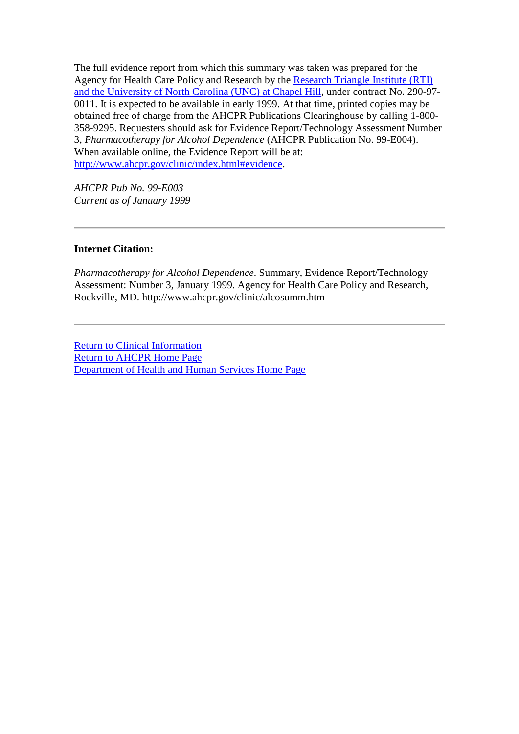The full evidence report from which this summary was taken was prepared for the Agency for Health Care Policy and Research by the [Research Triangle Institute (RTI) and the University of North Carolina (UNC) at Chapel Hill](), under contract No. 290-97-0011. It is expected to be available in early 1999. At that time, printed copies may be obtained free of charge from the AHCPR Publications Clearinghouse by calling 1-800-358-9295. Requesters should ask for Evidence Report/Technology Assessment Number 3, *Pharmacotherapy for Alcohol Dependence* (AHCPR Publication No. 99-E004). When available online, the Evidence Report will be at: http://www.ahcpr.gov/clinic/index.html#evidence.

*AHCPR Pub No. 99-E003*
*Current as of January 1999*

---

**Internet Citation:**

*Pharmacotherapy for Alcohol Dependence*. Summary, Evidence Report/Technology Assessment: Number 3, January 1999. Agency for Health Care Policy and Research, Rockville, MD. http://www.ahcpr.gov/clinic/alcosumm.htm

---

Return to Clinical Information
Return to AHCPR Home Page
Department of Health and Human Services Home Page